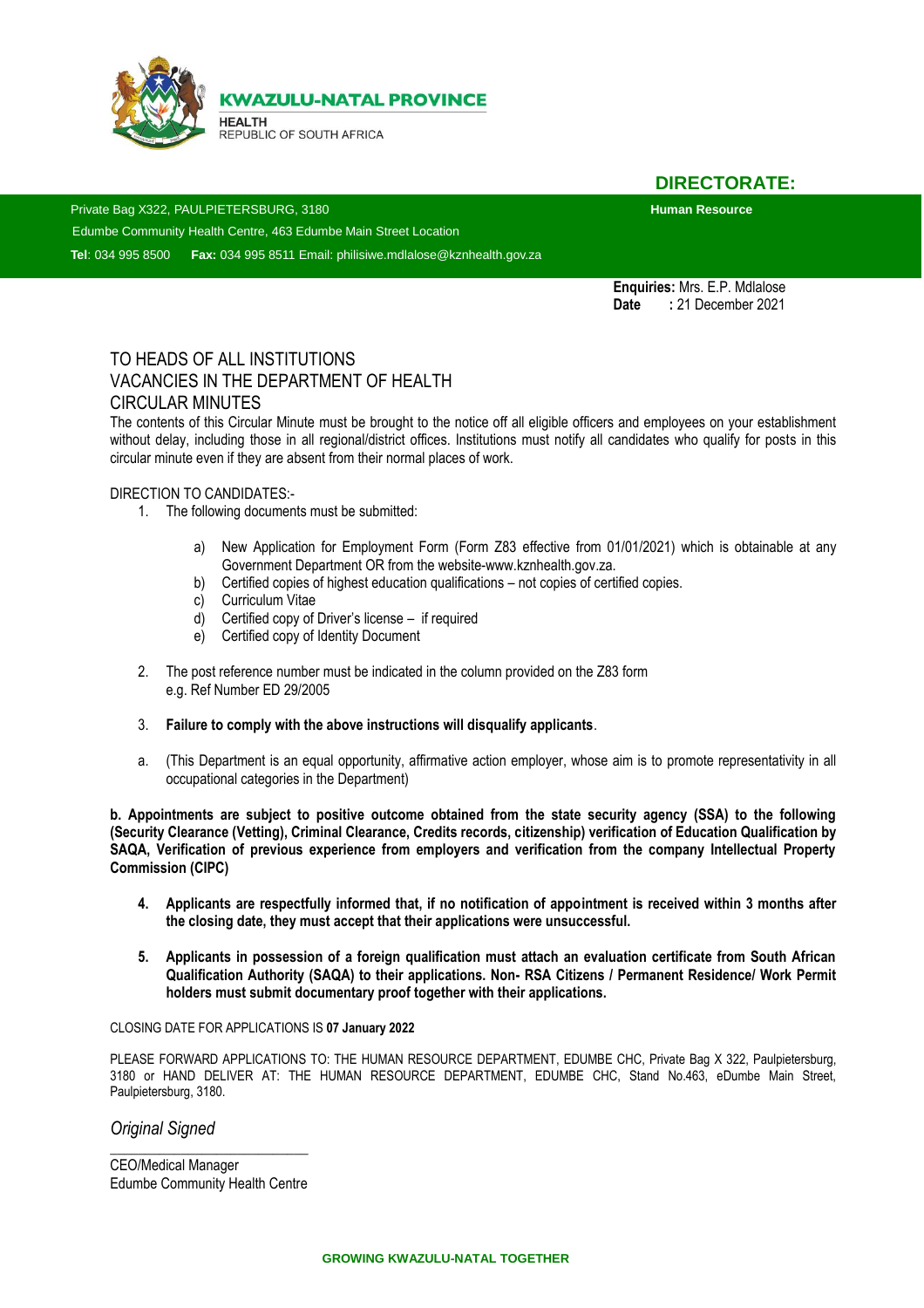**KWAZULU-NATAL PROVINCE**

HEALTH
REPUBLIC OF SOUTH AFRICA

**DIRECTORATE:**

Private Bag X322, PAULPIETERSBURG, 3180
Edumbe Community Health Centre, 463 Edumbe Main Street Location
**Tel**: 034 995 8500 **Fax:** 034 995 8511 Email: philisiwe.mdlalose@kznhealth.gov.za

**Human Resource**

**Enquiries:** Mrs. E.P. Mdlalose
**Date** : 21 December 2021

TO HEADS OF ALL INSTITUTIONS
VACANCIES IN THE DEPARTMENT OF HEALTH
CIRCULAR MINUTES

The contents of this Circular Minute must be brought to the notice off all eligible officers and employees on your establishment without delay, including those in all regional/district offices. Institutions must notify all candidates who qualify for posts in this circular minute even if they are absent from their normal places of work.

DIRECTION TO CANDIDATES:-

1. The following documents must be submitted:
   a) New Application for Employment Form (Form Z83 effective from 01/01/2021) which is obtainable at any Government Department OR from the website-www.kznhealth.gov.za.
   b) Certified copies of highest education qualifications – not copies of certified copies.
   c) Curriculum Vitae
   d) Certified copy of Driver's license – if required
   e) Certified copy of Identity Document
2. The post reference number must be indicated in the column provided on the Z83 form e.g. Ref Number ED 29/2005
3. **Failure to comply with the above instructions will disqualify applicants**.

a. (This Department is an equal opportunity, affirmative action employer, whose aim is to promote representativity in all occupational categories in the Department)

**b. Appointments are subject to positive outcome obtained from the state security agency (SSA) to the following (Security Clearance (Vetting), Criminal Clearance, Credits records, citizenship) verification of Education Qualification by SAQA, Verification of previous experience from employers and verification from the company Intellectual Property Commission (CIPC)**

4. **Applicants are respectfully informed that, if no notification of appointment is received within 3 months after the closing date, they must accept that their applications were unsuccessful.**
5. **Applicants in possession of a foreign qualification must attach an evaluation certificate from South African Qualification Authority (SAQA) to their applications. Non- RSA Citizens / Permanent Residence/ Work Permit holders must submit documentary proof together with their applications.**

CLOSING DATE FOR APPLICATIONS IS **07 January 2022**

PLEASE FORWARD APPLICATIONS TO: THE HUMAN RESOURCE DEPARTMENT, EDUMBE CHC, Private Bag X 322, Paulpietersburg, 3180 or HAND DELIVER AT: THE HUMAN RESOURCE DEPARTMENT, EDUMBE CHC, Stand No.463, eDumbe Main Street, Paulpietersburg, 3180.

*Original Signed*

\_\_\_\_\_\_\_\_\_\_\_\_\_\_\_\_\_\_\_\_\_\_\_\_\_\_\_
CEO/Medical Manager
Edumbe Community Health Centre

**GROWING KWAZULU-NATAL TOGETHER**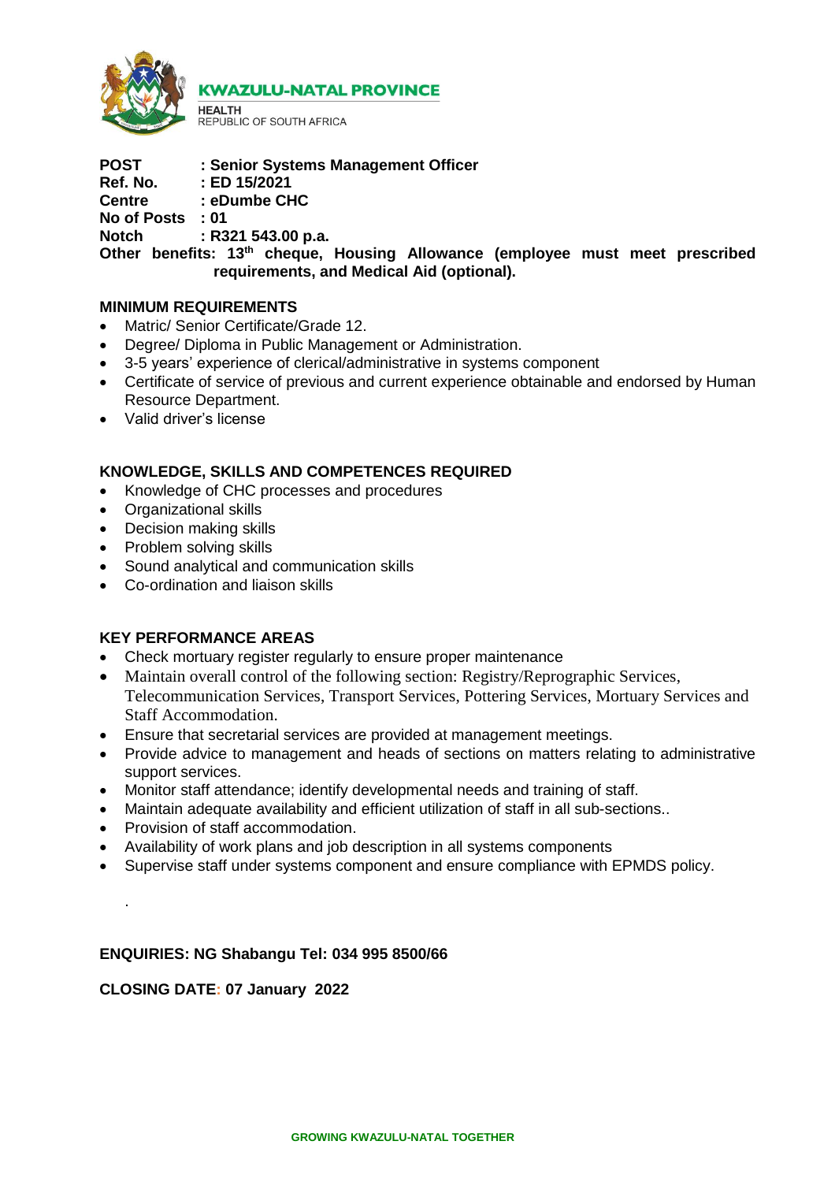**KWAZULU-NATAL PROVINCE**

HEALTH
REPUBLIC OF SOUTH AFRICA

**POST : Senior Systems Management Officer**
**Ref. No. : ED 15/2021**
**Centre : eDumbe CHC**
**No of Posts : 01**
**Notch : R321 543.00 p.a.**
**Other benefits: 13th cheque, Housing Allowance (employee must meet prescribed requirements, and Medical Aid (optional).**

**MINIMUM REQUIREMENTS**

- Matric/ Senior Certificate/Grade 12.
- Degree/ Diploma in Public Management or Administration.
- 3-5 years' experience of clerical/administrative in systems component
- Certificate of service of previous and current experience obtainable and endorsed by Human Resource Department.
- Valid driver's license

**KNOWLEDGE, SKILLS AND COMPETENCES REQUIRED**

- Knowledge of CHC processes and procedures
- Organizational skills
- Decision making skills
- Problem solving skills
- Sound analytical and communication skills
- Co-ordination and liaison skills

**KEY PERFORMANCE AREAS**

- Check mortuary register regularly to ensure proper maintenance
- Maintain overall control of the following section: Registry/Reprographic Services, Telecommunication Services, Transport Services, Pottering Services, Mortuary Services and Staff Accommodation.
- Ensure that secretarial services are provided at management meetings.
- Provide advice to management and heads of sections on matters relating to administrative support services.
- Monitor staff attendance; identify developmental needs and training of staff.
- Maintain adequate availability and efficient utilization of staff in all sub-sections..
- Provision of staff accommodation.
- Availability of work plans and job description in all systems components
- Supervise staff under systems component and ensure compliance with EPMDS policy.

**ENQUIRIES: NG Shabangu Tel: 034 995 8500/66**

**CLOSING DATE: 07 January 2022**

**GROWING KWAZULU-NATAL TOGETHER**